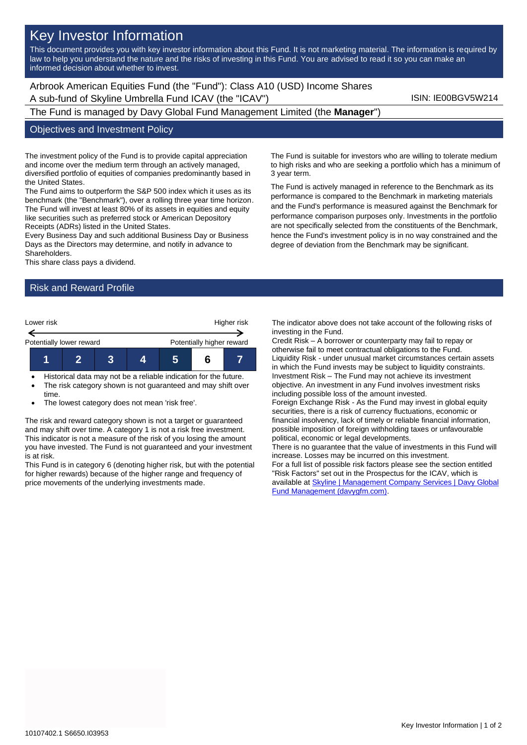# Key Investor Information

This document provides you with key investor information about this Fund. It is not marketing material. The information is required by law to help you understand the nature and the risks of investing in this Fund. You are advised to read it so you can make an informed decision about whether to invest.

Arbrook American Equities Fund (the "Fund"): Class A10 (USD) Income Shares
A sub-fund of Skyline Umbrella Fund ICAV (the "ICAV")

ISIN: IE00BGV5W214

The Fund is managed by Davy Global Fund Management Limited (the **Manager**")

## Objectives and Investment Policy

The investment policy of the Fund is to provide capital appreciation and income over the medium term through an actively managed, diversified portfolio of equities of companies predominantly based in the United States.
The Fund aims to outperform the S&P 500 index which it uses as its benchmark (the "Benchmark"), over a rolling three year time horizon.
The Fund will invest at least 80% of its assets in equities and equity like securities such as preferred stock or American Depository Receipts (ADRs) listed in the United States.
Every Business Day and such additional Business Day or Business Days as the Directors may determine, and notify in advance to Shareholders.
This share class pays a dividend.

The Fund is suitable for investors who are willing to tolerate medium to high risks and who are seeking a portfolio which has a minimum of 3 year term.

The Fund is actively managed in reference to the Benchmark as its performance is compared to the Benchmark in marketing materials and the Fund's performance is measured against the Benchmark for performance comparison purposes only. Investments in the portfolio are not specifically selected from the constituents of the Benchmark, hence the Fund's investment policy is in no way constrained and the degree of deviation from the Benchmark may be significant.

## Risk and Reward Profile

| Lower risk | | | | | | Higher risk |
|---|---|---|---|---|---|---|
| Potentially lower reward | | | | | | Potentially higher reward |
| 1 | 2 | 3 | 4 | 5 | **6** | 7 |

- Historical data may not be a reliable indication for the future.
- The risk category shown is not guaranteed and may shift over time.
- The lowest category does not mean 'risk free'.

The risk and reward category shown is not a target or guaranteed and may shift over time. A category 1 is not a risk free investment. This indicator is not a measure of the risk of you losing the amount you have invested. The Fund is not guaranteed and your investment is at risk.
This Fund is in category 6 (denoting higher risk, but with the potential for higher rewards) because of the higher range and frequency of price movements of the underlying investments made.

The indicator above does not take account of the following risks of investing in the Fund.
Credit Risk – A borrower or counterparty may fail to repay or otherwise fail to meet contractual obligations to the Fund.
Liquidity Risk - under unusual market circumstances certain assets in which the Fund invests may be subject to liquidity constraints.
Investment Risk – The Fund may not achieve its investment objective. An investment in any Fund involves investment risks including possible loss of the amount invested.
Foreign Exchange Risk - As the Fund may invest in global equity securities, there is a risk of currency fluctuations, economic or financial insolvency, lack of timely or reliable financial information, possible imposition of foreign withholding taxes or unfavourable political, economic or legal developments.
There is no guarantee that the value of investments in this Fund will increase. Losses may be incurred on this investment.
For a full list of possible risk factors please see the section entitled "Risk Factors" set out in the Prospectus for the ICAV, which is available at Skyline | Management Company Services | Davy Global Fund Management (davygfm.com).

10107402.1 S6650.I03953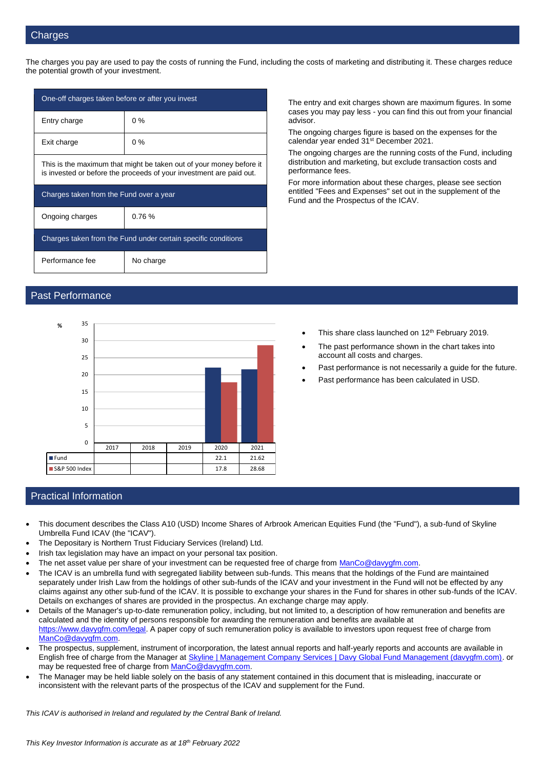## Charges

The charges you pay are used to pay the costs of running the Fund, including the costs of marketing and distributing it. These charges reduce the potential growth of your investment.

| One-off charges taken before or after you invest | |
|---|---|
| Entry charge | 0 % |
| Exit charge | 0 % |
| This is the maximum that might be taken out of your money before it is invested or before the proceeds of your investment are paid out. | |
| **Charges taken from the Fund over a year** | |
| Ongoing charges | 0.76 % |
| **Charges taken from the Fund under certain specific conditions** | |
| Performance fee | No charge |

The entry and exit charges shown are maximum figures. In some cases you may pay less - you can find this out from your financial advisor.

The ongoing charges figure is based on the expenses for the calendar year ended 31st December 2021.

The ongoing charges are the running costs of the Fund, including distribution and marketing, but exclude transaction costs and performance fees.

For more information about these charges, please see section entitled "Fees and Expenses" set out in the supplement of the Fund and the Prospectus of the ICAV.

## Past Performance

%

35
30
25
20
15
10
5
0

2017 2018 2019 2020 2021

Fund: 2020: 22.1, 2021: 21.62

S&P 500 Index: 2020: 17.8, 2021: 28.68

- This share class launched on 12th February 2019.
- The past performance shown in the chart takes into account all costs and charges.
- Past performance is not necessarily a guide for the future.
- Past performance has been calculated in USD.

## Practical Information

- This document describes the Class A10 (USD) Income Shares of Arbrook American Equities Fund (the "Fund"), a sub-fund of Skyline Umbrella Fund ICAV (the "ICAV").
- The Depositary is Northern Trust Fiduciary Services (Ireland) Ltd.
- Irish tax legislation may have an impact on your personal tax position.
- The net asset value per share of your investment can be requested free of charge from ManCo@davygfm.com.
- The ICAV is an umbrella fund with segregated liability between sub-funds. This means that the holdings of the Fund are maintained separately under Irish Law from the holdings of other sub-funds of the ICAV and your investment in the Fund will not be effected by any claims against any other sub-fund of the ICAV. It is possible to exchange your shares in the Fund for shares in other sub-funds of the ICAV. Details on exchanges of shares are provided in the prospectus. An exchange charge may apply.
- Details of the Manager's up-to-date remuneration policy, including, but not limited to, a description of how remuneration and benefits are calculated and the identity of persons responsible for awarding the remuneration and benefits are available at https://www.davygfm.com/legal. A paper copy of such remuneration policy is available to investors upon request free of charge from ManCo@davygfm.com.
- The prospectus, supplement, instrument of incorporation, the latest annual reports and half-yearly reports and accounts are available in English free of charge from the Manager at Skyline | Management Company Services | Davy Global Fund Management (davygfm.com). or may be requested free of charge from ManCo@davygfm.com.
- The Manager may be held liable solely on the basis of any statement contained in this document that is misleading, inaccurate or inconsistent with the relevant parts of the prospectus of the ICAV and supplement for the Fund.

*This ICAV is authorised in Ireland and regulated by the Central Bank of Ireland.*

*This Key Investor Information is accurate as at 18th February 2022*